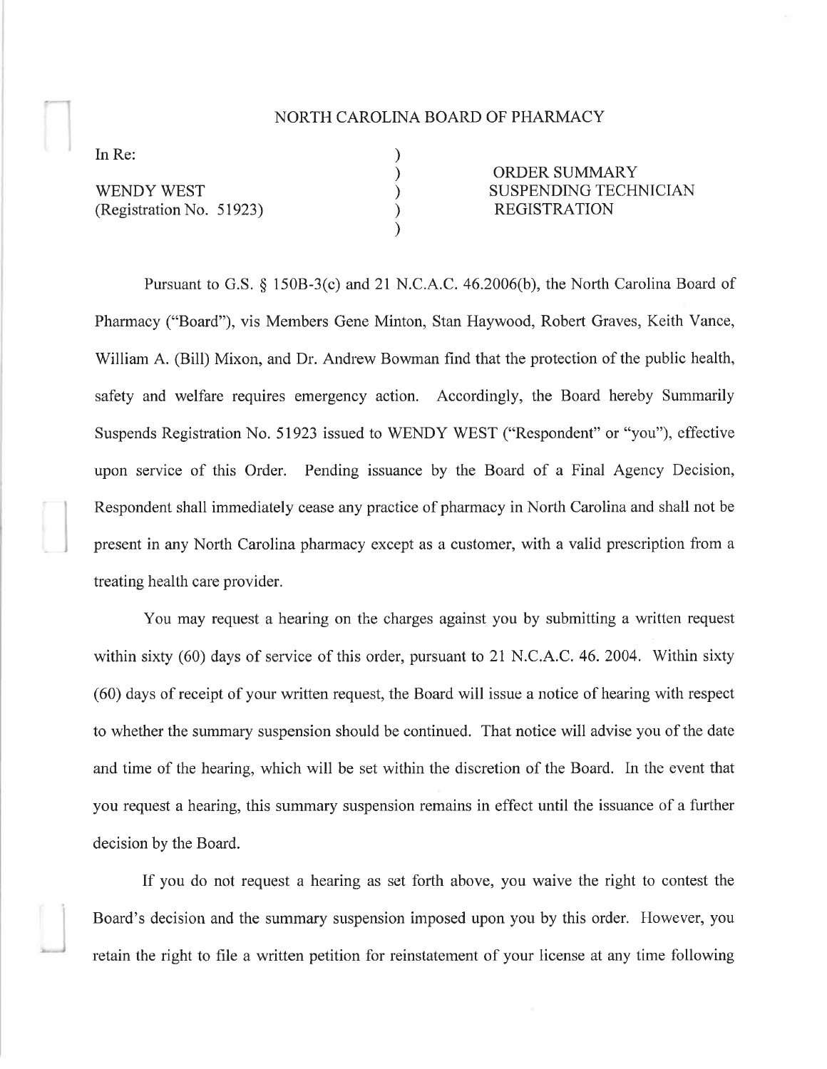NORTH CAROLINA BOARD OF PHARMACY

| | | |
|---|---|---|
| In Re: | ) | |
| | ) | ORDER SUMMARY |
| WENDY WEST | ) | SUSPENDING TECHNICIAN |
| (Registration No. 51923) | ) | REGISTRATION |
| | ) | |

Pursuant to G.S. § 150B-3(c) and 21 N.C.A.C. 46.2006(b), the North Carolina Board of Pharmacy ("Board"), vis Members Gene Minton, Stan Haywood, Robert Graves, Keith Vance, William A. (Bill) Mixon, and Dr. Andrew Bowman find that the protection of the public health, safety and welfare requires emergency action. Accordingly, the Board hereby Summarily Suspends Registration No. 51923 issued to WENDY WEST ("Respondent" or "you"), effective upon service of this Order. Pending issuance by the Board of a Final Agency Decision, Respondent shall immediately cease any practice of pharmacy in North Carolina and shall not be present in any North Carolina pharmacy except as a customer, with a valid prescription from a treating health care provider.

You may request a hearing on the charges against you by submitting a written request within sixty (60) days of service of this order, pursuant to 21 N.C.A.C. 46. 2004. Within sixty (60) days of receipt of your written request, the Board will issue a notice of hearing with respect to whether the summary suspension should be continued. That notice will advise you of the date and time of the hearing, which will be set within the discretion of the Board. In the event that you request a hearing, this summary suspension remains in effect until the issuance of a further decision by the Board.

If you do not request a hearing as set forth above, you waive the right to contest the Board's decision and the summary suspension imposed upon you by this order. However, you retain the right to file a written petition for reinstatement of your license at any time following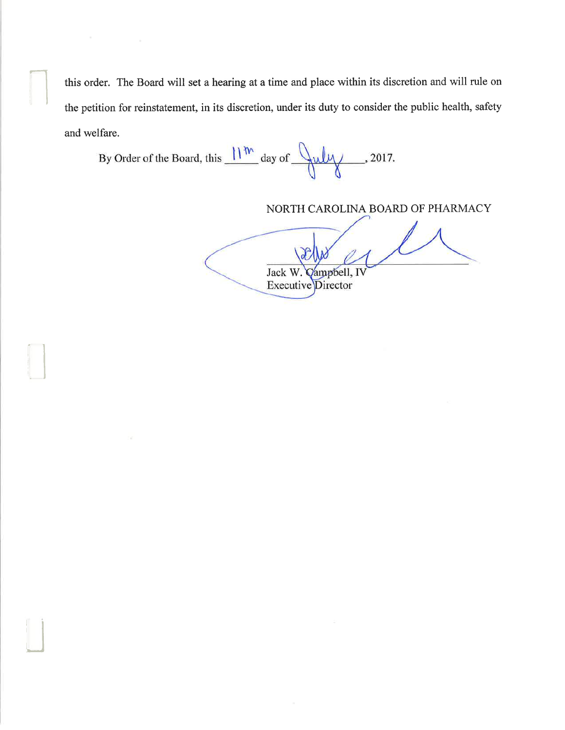this order. The Board will set a hearing at a time and place within its discretion and will rule on the petition for reinstatement, in its discretion, under its duty to consider the public health, safety and welfare.

By Order of the Board, this 11th day of July, 2017.

NORTH CAROLINA BOARD OF PHARMACY

Jack W. Campbell, IV
Executive Director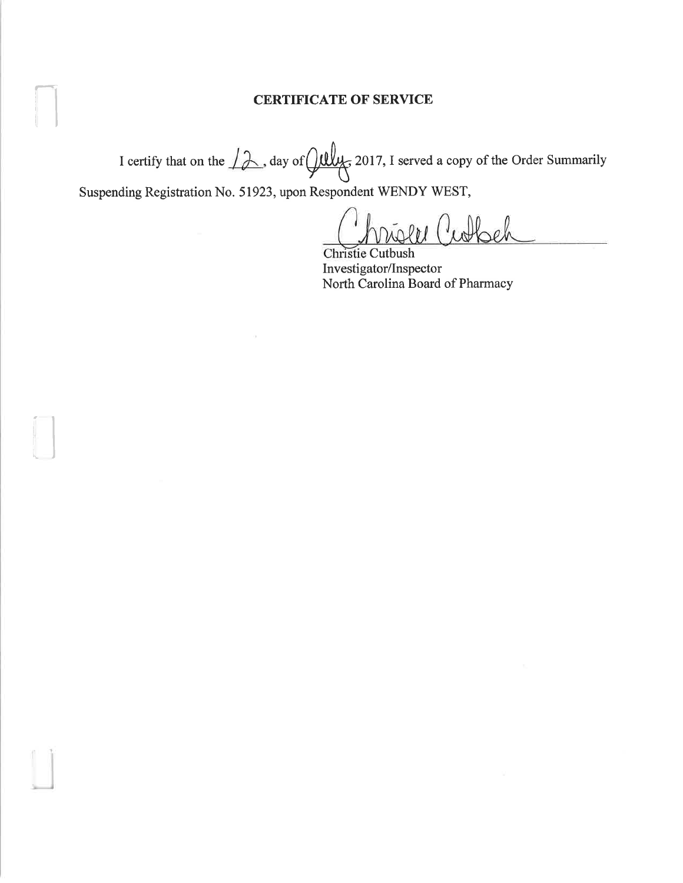## CERTIFICATE OF SERVICE

I certify that on the 12, day of July, 2017, I served a copy of the Order Summarily Suspending Registration No. 51923, upon Respondent WENDY WEST,

Christie Cutbush
Investigator/Inspector
North Carolina Board of Pharmacy